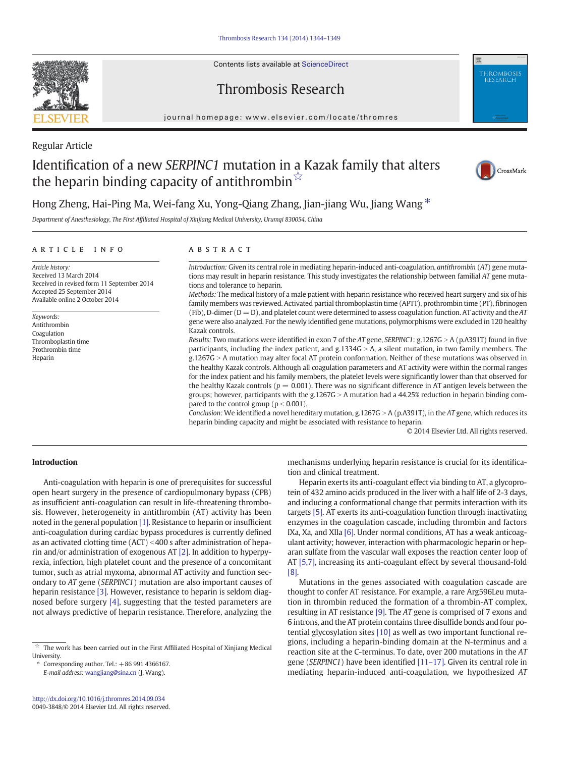Regular Article

# Identification of a new *SERPINC1* mutation in a Kazak family that alters the heparin binding capacity of antithrombin ☆

Hong Zheng, Hai-Ping Ma, Wei-fang Xu, Yong-Qiang Zhang, Jian-jiang Wu, Jiang Wang *

*Department of Anesthesiology, The First Affiliated Hospital of Xinjiang Medical University, Urumqi 830054, China*

## ARTICLE INFO

*Article history:*
Received 13 March 2014
Received in revised form 11 September 2014
Accepted 25 September 2014
Available online 2 October 2014

*Keywords:*
Antithrombin
Coagulation
Thromboplastin time
Prothrombin time
Heparin

## ABSTRACT

*Introduction:* Given its central role in mediating heparin-induced anti-coagulation, *antithrombin* (*AT*) gene mutations may result in heparin resistance. This study investigates the relationship between familial *AT* gene mutations and tolerance to heparin.

*Methods:* The medical history of a male patient with heparin resistance who received heart surgery and six of his family members was reviewed. Activated partial thromboplastin time (APTT), prothrombin time (PT), fibrinogen (Fib), D-dimer (D = D), and platelet count were determined to assess coagulation function. AT activity and the *AT* gene were also analyzed. For the newly identified gene mutations, polymorphisms were excluded in 120 healthy Kazak controls.

*Results:* Two mutations were identified in exon 7 of the *AT* gene, *SERPINC1*: g.1267G > A (p.A391T) found in five participants, including the index patient, and g.1334G > A, a silent mutation, in two family members. The g.1267G > A mutation may alter focal AT protein conformation. Neither of these mutations was observed in the healthy Kazak controls. Although all coagulation parameters and AT activity were within the normal ranges for the index patient and his family members, the platelet levels were significantly lower than that observed for the healthy Kazak controls ($p = 0.001$). There was no significant difference in AT antigen levels between the groups; however, participants with the g.1267G > A mutation had a 44.25% reduction in heparin binding compared to the control group ($p < 0.001$).

*Conclusion:* We identified a novel hereditary mutation, g.1267G > A (p.A391T), in the *AT* gene, which reduces its heparin binding capacity and might be associated with resistance to heparin.

© 2014 Elsevier Ltd. All rights reserved.

## Introduction

Anti-coagulation with heparin is one of prerequisites for successful open heart surgery in the presence of cardiopulmonary bypass (CPB) as insufficient anti-coagulation can result in life-threatening thrombosis. However, heterogeneity in antithrombin (AT) activity has been noted in the general population [1]. Resistance to heparin or insufficient anti-coagulation during cardiac bypass procedures is currently defined as an activated clotting time (ACT) <400 s after administration of heparin and/or administration of exogenous AT [2]. In addition to hyperpyrexia, infection, high platelet count and the presence of a concomitant tumor, such as atrial myxoma, abnormal AT activity and function secondary to *AT* gene (*SERPINC1*) mutation are also important causes of heparin resistance [3]. However, resistance to heparin is seldom diagnosed before surgery [4], suggesting that the tested parameters are not always predictive of heparin resistance. Therefore, analyzing the mechanisms underlying heparin resistance is crucial for its identification and clinical treatment.

Heparin exerts its anti-coagulant effect via binding to AT, a glycoprotein of 432 amino acids produced in the liver with a half life of 2-3 days, and inducing a conformational change that permits interaction with its targets [5]. AT exerts its anti-coagulation function through inactivating enzymes in the coagulation cascade, including thrombin and factors IXa, Xa, and XIIa [6]. Under normal conditions, AT has a weak anticoagulant activity; however, interaction with pharmacologic heparin or heparan sulfate from the vascular wall exposes the reaction center loop of AT [5,7], increasing its anti-coagulant effect by several thousand-fold [8].

Mutations in the genes associated with coagulation cascade are thought to confer AT resistance. For example, a rare Arg596Leu mutation in thrombin reduced the formation of a thrombin-AT complex, resulting in AT resistance [9]. The *AT* gene is comprised of 7 exons and 6 introns, and the AT protein contains three disulfide bonds and four potential glycosylation sites [10] as well as two important functional regions, including a heparin-binding domain at the N-terminus and a reaction site at the C-terminus. To date, over 200 mutations in the *AT* gene (*SERPINC1*) have been identified [11–17]. Given its central role in mediating heparin-induced anti-coagulation, we hypothesized *AT*

☆ The work has been carried out in the First Affiliated Hospital of Xinjiang Medical University.

\* Corresponding author. Tel.: +86 991 4366167.
*E-mail address:* wangjiang@sina.cn (J. Wang).

http://dx.doi.org/10.1016/j.thromres.2014.09.034
0049-3848/© 2014 Elsevier Ltd. All rights reserved.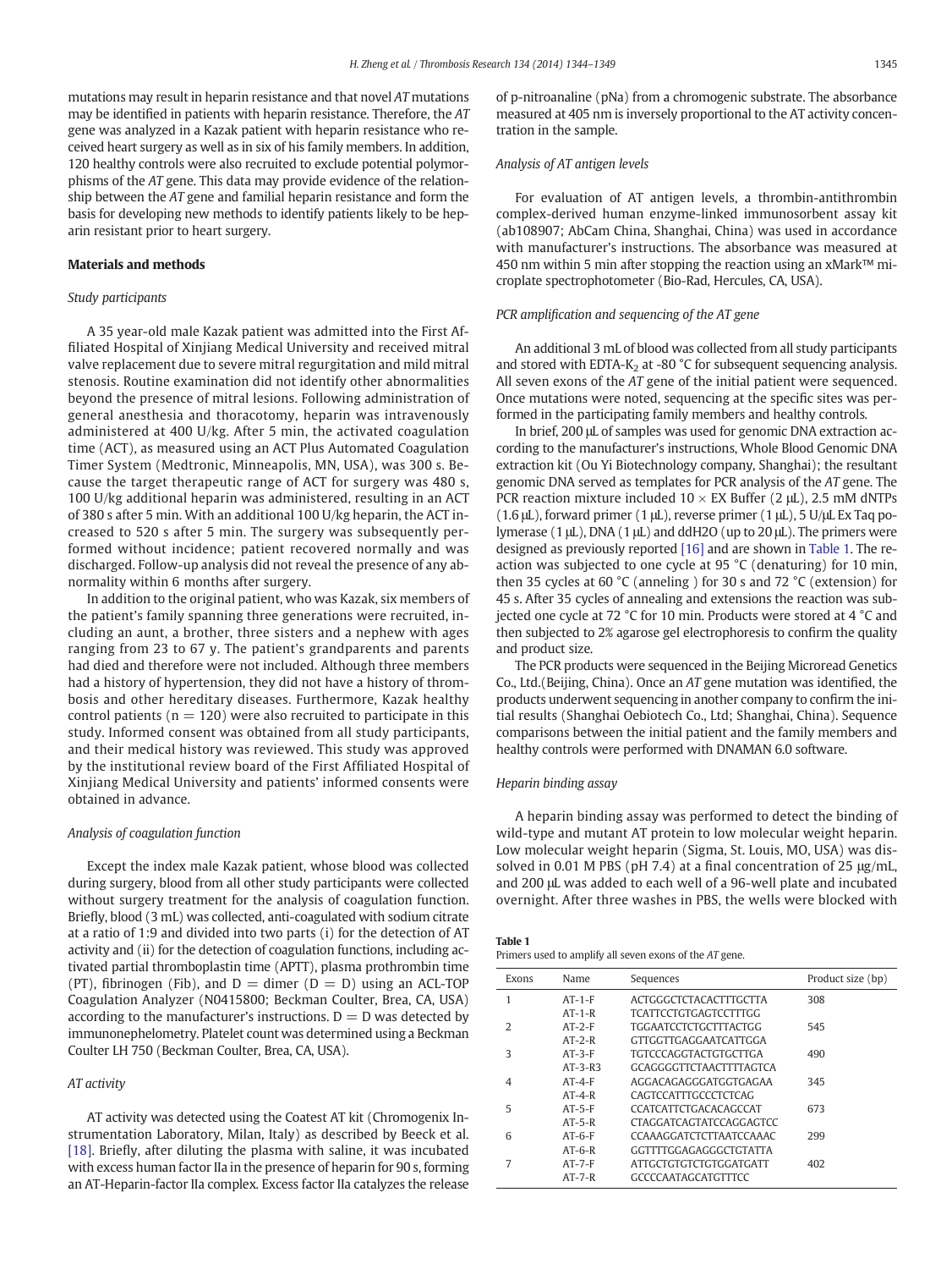mutations may result in heparin resistance and that novel *AT* mutations may be identified in patients with heparin resistance. Therefore, the *AT* gene was analyzed in a Kazak patient with heparin resistance who received heart surgery as well as in six of his family members. In addition, 120 healthy controls were also recruited to exclude potential polymorphisms of the *AT* gene. This data may provide evidence of the relationship between the *AT* gene and familial heparin resistance and form the basis for developing new methods to identify patients likely to be heparin resistant prior to heart surgery.

## Materials and methods

### *Study participants*

A 35 year-old male Kazak patient was admitted into the First Affiliated Hospital of Xinjiang Medical University and received mitral valve replacement due to severe mitral regurgitation and mild mitral stenosis. Routine examination did not identify other abnormalities beyond the presence of mitral lesions. Following administration of general anesthesia and thoracotomy, heparin was intravenously administered at 400 U/kg. After 5 min, the activated coagulation time (ACT), as measured using an ACT Plus Automated Coagulation Timer System (Medtronic, Minneapolis, MN, USA), was 300 s. Because the target therapeutic range of ACT for surgery was 480 s, 100 U/kg additional heparin was administered, resulting in an ACT of 380 s after 5 min. With an additional 100 U/kg heparin, the ACT increased to 520 s after 5 min. The surgery was subsequently performed without incidence; patient recovered normally and was discharged. Follow-up analysis did not reveal the presence of any abnormality within 6 months after surgery.

In addition to the original patient, who was Kazak, six members of the patient's family spanning three generations were recruited, including an aunt, a brother, three sisters and a nephew with ages ranging from 23 to 67 y. The patient's grandparents and parents had died and therefore were not included. Although three members had a history of hypertension, they did not have a history of thrombosis and other hereditary diseases. Furthermore, Kazak healthy control patients ($n = 120$) were also recruited to participate in this study. Informed consent was obtained from all study participants, and their medical history was reviewed. This study was approved by the institutional review board of the First Affiliated Hospital of Xinjiang Medical University and patients' informed consents were obtained in advance.

### *Analysis of coagulation function*

Except the index male Kazak patient, whose blood was collected during surgery, blood from all other study participants were collected without surgery treatment for the analysis of coagulation function. Briefly, blood (3 mL) was collected, anti-coagulated with sodium citrate at a ratio of 1:9 and divided into two parts (i) for the detection of AT activity and (ii) for the detection of coagulation functions, including activated partial thromboplastin time (APTT), plasma prothrombin time (PT), fibrinogen (Fib), and D = dimer (D = D) using an ACL-TOP Coagulation Analyzer (N0415800; Beckman Coulter, Brea, CA, USA) according to the manufacturer's instructions. D = D was detected by immunonephelometry. Platelet count was determined using a Beckman Coulter LH 750 (Beckman Coulter, Brea, CA, USA).

### *AT activity*

AT activity was detected using the Coatest AT kit (Chromogenix Instrumentation Laboratory, Milan, Italy) as described by Beeck et al. [18]. Briefly, after diluting the plasma with saline, it was incubated with excess human factor IIa in the presence of heparin for 90 s, forming an AT-Heparin-factor IIa complex. Excess factor IIa catalyzes the release of p-nitroanaline (pNa) from a chromogenic substrate. The absorbance measured at 405 nm is inversely proportional to the AT activity concentration in the sample.

### *Analysis of AT antigen levels*

For evaluation of AT antigen levels, a thrombin-antithrombin complex-derived human enzyme-linked immunosorbent assay kit (ab108907; AbCam China, Shanghai, China) was used in accordance with manufacturer's instructions. The absorbance was measured at 450 nm within 5 min after stopping the reaction using an xMark™ microplate spectrophotometer (Bio-Rad, Hercules, CA, USA).

### *PCR amplification and sequencing of the AT gene*

An additional 3 mL of blood was collected from all study participants and stored with EDTA-$K_2$ at -80 °C for subsequent sequencing analysis. All seven exons of the *AT* gene of the initial patient were sequenced. Once mutations were noted, sequencing at the specific sites was performed in the participating family members and healthy controls.

In brief, 200 μL of samples was used for genomic DNA extraction according to the manufacturer's instructions, Whole Blood Genomic DNA extraction kit (Ou Yi Biotechnology company, Shanghai); the resultant genomic DNA served as templates for PCR analysis of the *AT* gene. The PCR reaction mixture included 10 × EX Buffer (2 μL), 2.5 mM dNTPs (1.6 μL), forward primer (1 μL), reverse primer (1 μL), 5 U/μL Ex Taq polymerase (1 μL), DNA (1 μL) and ddH2O (up to 20 μL). The primers were designed as previously reported [16] and are shown in Table 1. The reaction was subjected to one cycle at 95 °C (denaturing) for 10 min, then 35 cycles at 60 °C (anneling ) for 30 s and 72 °C (extension) for 45 s. After 35 cycles of annealing and extensions the reaction was subjected one cycle at 72 °C for 10 min. Products were stored at 4 °C and then subjected to 2% agarose gel electrophoresis to confirm the quality and product size.

The PCR products were sequenced in the Beijing Microread Genetics Co., Ltd.(Beijing, China). Once an *AT* gene mutation was identified, the products underwent sequencing in another company to confirm the initial results (Shanghai Oebiotech Co., Ltd; Shanghai, China). Sequence comparisons between the initial patient and the family members and healthy controls were performed with DNAMAN 6.0 software.

### *Heparin binding assay*

A heparin binding assay was performed to detect the binding of wild-type and mutant AT protein to low molecular weight heparin. Low molecular weight heparin (Sigma, St. Louis, MO, USA) was dissolved in 0.01 M PBS (pH 7.4) at a final concentration of 25 μg/mL, and 200 μL was added to each well of a 96-well plate and incubated overnight. After three washes in PBS, the wells were blocked with

**Table 1**
Primers used to amplify all seven exons of the *AT* gene.

| Exons | Name | Sequences | Product size (bp) |
|---|---|---|---|
| 1 | AT-1-F | ACTGGGCTCTACACTTTGCTTA | 308 |
| | AT-1-R | TCATTCCTGTGAGTCCTTTGG | |
| 2 | AT-2-F | TGGAATCCTCTGCTTTACTGG | 545 |
| | AT-2-R | GTTGGTTGAGGAATCATTGGA | |
| 3 | AT-3-F | TGTCCCAGGTACTGTGCTTGA | 490 |
| | AT-3-R3 | GCAGGGGTTCTAACTTTTAGTCA | |
| 4 | AT-4-F | AGGACAGAGGGATGGTGAGAA | 345 |
| | AT-4-R | CAGTCCATTTGCCCTCTCAG | |
| 5 | AT-5-F | CCATCATTCTGACACAGCCAT | 673 |
| | AT-5-R | CTAGGATCAGTATCCAGGAGTCC | |
| 6 | AT-6-F | CCAAAGGATCTCTTAATCCAAAC | 299 |
| | AT-6-R | GGTTTTGGAGAGGGCTGTATTA | |
| 7 | AT-7-F | ATTGCTGTGTCTGTGGATGATT | 402 |
| | AT-7-R | GCCCCAATAGCATGTTTCC | |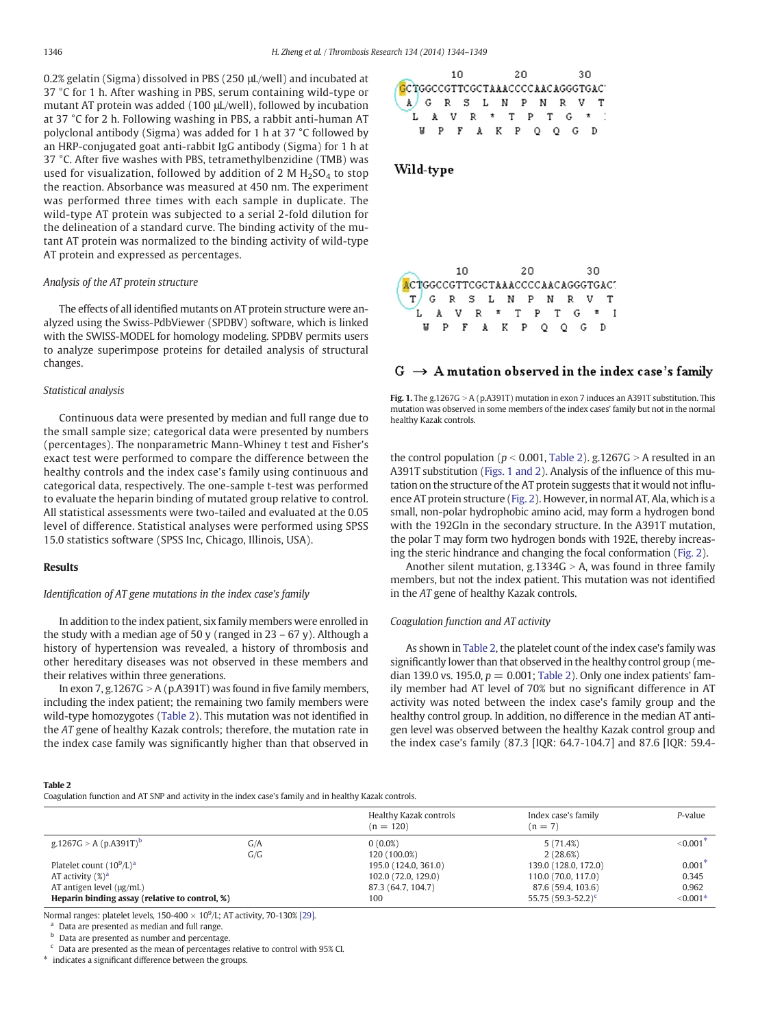0.2% gelatin (Sigma) dissolved in PBS (250 μL/well) and incubated at 37 °C for 1 h. After washing in PBS, serum containing wild-type or mutant AT protein was added (100 μL/well), followed by incubation at 37 °C for 2 h. Following washing in PBS, a rabbit anti-human AT polyclonal antibody (Sigma) was added for 1 h at 37 °C followed by an HRP-conjugated goat anti-rabbit IgG antibody (Sigma) for 1 h at 37 °C. After five washes with PBS, tetramethylbenzidine (TMB) was used for visualization, followed by addition of 2 M $H_2SO_4$ to stop the reaction. Absorbance was measured at 450 nm. The experiment was performed three times with each sample in duplicate. The wild-type AT protein was subjected to a serial 2-fold dilution for the delineation of a standard curve. The binding activity of the mutant AT protein was normalized to the binding activity of wild-type AT protein and expressed as percentages.

*Analysis of the AT protein structure*

The effects of all identified mutants on AT protein structure were analyzed using the Swiss-PdbViewer (SPDBV) software, which is linked with the SWISS-MODEL for homology modeling. SPDBV permits users to analyze superimpose proteins for detailed analysis of structural changes.

*Statistical analysis*

Continuous data were presented by median and full range due to the small sample size; categorical data were presented by numbers (percentages). The nonparametric Mann-Whiney t test and Fisher's exact test were performed to compare the difference between the healthy controls and the index case's family using continuous and categorical data, respectively. The one-sample t-test was performed to evaluate the heparin binding of mutated group relative to control. All statistical assessments were two-tailed and evaluated at the 0.05 level of difference. Statistical analyses were performed using SPSS 15.0 statistics software (SPSS Inc, Chicago, Illinois, USA).

## Results

*Identification of AT gene mutations in the index case's family*

In addition to the index patient, six family members were enrolled in the study with a median age of 50 y (ranged in 23 – 67 y). Although a history of hypertension was revealed, a history of thrombosis and other hereditary diseases was not observed in these members and their relatives within three generations.

In exon 7, g.1267G > A (p.A391T) was found in five family members, including the index patient; the remaining two family members were wild-type homozygotes (Table 2). This mutation was not identified in the *AT* gene of healthy Kazak controls; therefore, the mutation rate in the index case family was significantly higher than that observed in the control population ($p < 0.001$, Table 2). g.1267G > A resulted in an A391T substitution (Figs. 1 and 2). Analysis of the influence of this mutation on the structure of the AT protein suggests that it would not influence AT protein structure (Fig. 2). However, in normal AT, Ala, which is a small, non-polar hydrophobic amino acid, may form a hydrogen bond with the 192Gln in the secondary structure. In the A391T mutation, the polar T may form two hydrogen bonds with 192E, thereby increasing the steric hindrance and changing the focal conformation (Fig. 2).

Another silent mutation, g.1334G > A, was found in three family members, but not the index patient. This mutation was not identified in the *AT* gene of healthy Kazak controls.

**Fig. 1.** The g.1267G > A (p.A391T) mutation in exon 7 induces an A391T substitution. This mutation was observed in some members of the index cases' family but not in the normal healthy Kazak controls.

*Coagulation function and AT activity*

As shown in Table 2, the platelet count of the index case's family was significantly lower than that observed in the healthy control group (median 139.0 vs. 195.0, $p = 0.001$; Table 2). Only one index patients' family member had AT level of 70% but no significant difference in AT activity was noted between the index case's family group and the healthy control group. In addition, no difference in the median AT antigen level was observed between the healthy Kazak control group and the index case's family (87.3 [IQR: 64.7-104.7] and 87.6 [IQR: 59.4-

**Table 2**
Coagulation function and AT SNP and activity in the index case's family and in healthy Kazak controls.

| | | Healthy Kazak controls (n = 120) | Index case's family (n = 7) | *P*-value |
|---|---|---|---|---|
| g.1267G > A (p.A391T)[b] | G/A | 0 (0.0%) | 5 (71.4%) | <0.001* |
| | G/G | 120 (100.0%) | 2 (28.6%) | |
| Platelet count ($10^9$/L)[a] | | 195.0 (124.0, 361.0) | 139.0 (128.0, 172.0) | 0.001* |
| AT activity (%)[a] | | 102.0 (72.0, 129.0) | 110.0 (70.0, 117.0) | 0.345 |
| AT antigen level (μg/mL) | | 87.3 (64.7, 104.7) | 87.6 (59.4, 103.6) | 0.962 |
| **Heparin binding assay (relative to control, %)** | | 100 | 55.75 (59.3-52.2)[c] | <0.001* |

Normal ranges: platelet levels, 150-400 × $10^9$/L; AT activity, 70-130% [29].
[a] Data are presented as median and full range.
[b] Data are presented as number and percentage.
[c] Data are presented as the mean of percentages relative to control with 95% CI.
\* indicates a significant difference between the groups.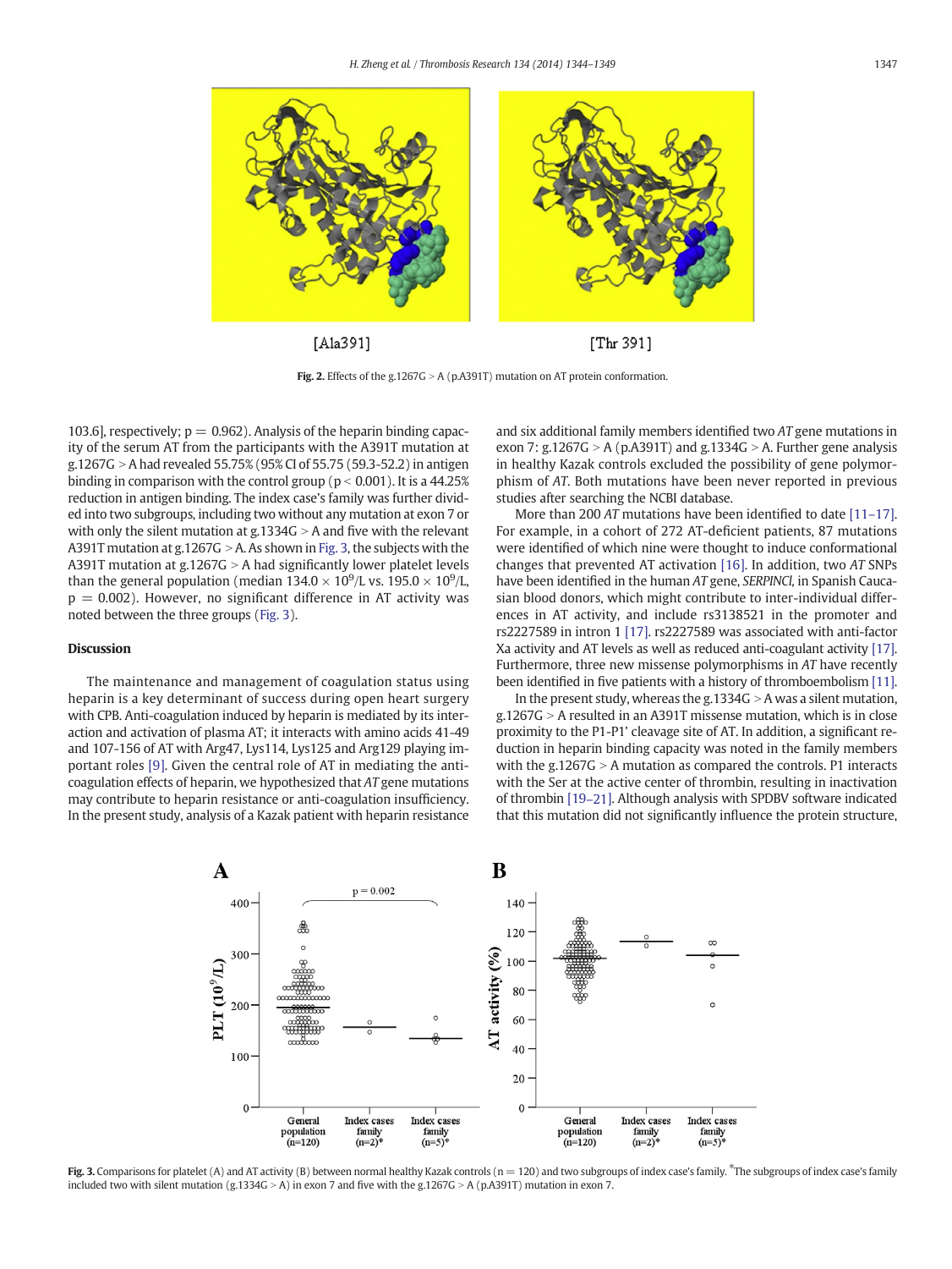[Ala391]

[Thr 391]

**Fig. 2.** Effects of the g.1267G > A (p.A391T) mutation on AT protein conformation.

103.6], respectively; p = 0.962). Analysis of the heparin binding capacity of the serum AT from the participants with the A391T mutation at g.1267G > A had revealed 55.75% (95% CI of 55.75 (59.3-52.2) in antigen binding in comparison with the control group (p < 0.001). It is a 44.25% reduction in antigen binding. The index case's family was further divided into two subgroups, including two without any mutation at exon 7 or with only the silent mutation at g.1334G > A and five with the relevant A391T mutation at g.1267G > A. As shown in Fig. 3, the subjects with the A391T mutation at g.1267G > A had significantly lower platelet levels than the general population (median $134.0 \times 10^9$/L vs. $195.0 \times 10^9$/L, p = 0.002). However, no significant difference in AT activity was noted between the three groups (Fig. 3).

## Discussion

The maintenance and management of coagulation status using heparin is a key determinant of success during open heart surgery with CPB. Anti-coagulation induced by heparin is mediated by its interaction and activation of plasma AT; it interacts with amino acids 41-49 and 107-156 of AT with Arg47, Lys114, Lys125 and Arg129 playing important roles [9]. Given the central role of AT in mediating the anti-coagulation effects of heparin, we hypothesized that *AT* gene mutations may contribute to heparin resistance or anti-coagulation insufficiency. In the present study, analysis of a Kazak patient with heparin resistance and six additional family members identified two *AT* gene mutations in exon 7: g.1267G > A (p.A391T) and g.1334G > A. Further gene analysis in healthy Kazak controls excluded the possibility of gene polymorphism of *AT*. Both mutations have been never reported in previous studies after searching the NCBI database.

More than 200 *AT* mutations have been identified to date [11–17]. For example, in a cohort of 272 AT-deficient patients, 87 mutations were identified of which nine were thought to induce conformational changes that prevented AT activation [16]. In addition, two *AT* SNPs have been identified in the human *AT* gene, *SERPINCI*, in Spanish Caucasian blood donors, which might contribute to inter-individual differences in AT activity, and include rs3138521 in the promoter and rs2227589 in intron 1 [17]. rs2227589 was associated with anti-factor Xa activity and AT levels as well as reduced anti-coagulant activity [17]. Furthermore, three new missense polymorphisms in *AT* have recently been identified in five patients with a history of thromboembolism [11].

In the present study, whereas the g.1334G > A was a silent mutation, g.1267G > A resulted in an A391T missense mutation, which is in close proximity to the P1-P1' cleavage site of AT. In addition, a significant reduction in heparin binding capacity was noted in the family members with the g.1267G > A mutation as compared the controls. P1 interacts with the Ser at the active center of thrombin, resulting in inactivation of thrombin [19–21]. Although analysis with SPDBV software indicated that this mutation did not significantly influence the protein structure,

**Fig. 3.** Comparisons for platelet (A) and AT activity (B) between normal healthy Kazak controls (n = 120) and two subgroups of index case's family. *The subgroups of index case's family included two with silent mutation (g.1334G > A) in exon 7 and five with the g.1267G > A (p.A391T) mutation in exon 7.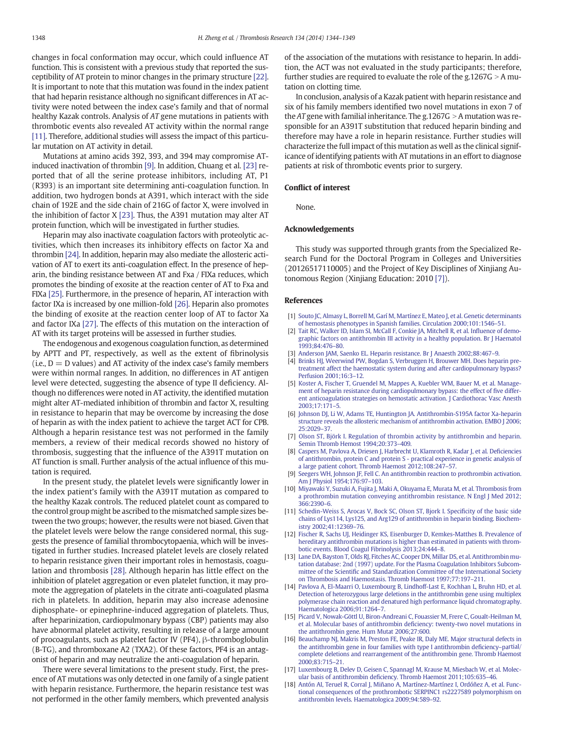changes in focal conformation may occur, which could influence AT function. This is consistent with a previous study that reported the susceptibility of AT protein to minor changes in the primary structure [22]. It is important to note that this mutation was found in the index patient that had heparin resistance although no significant differences in AT activity were noted between the index case's family and that of normal healthy Kazak controls. Analysis of *AT* gene mutations in patients with thrombotic events also revealed AT activity within the normal range [11]. Therefore, additional studies will assess the impact of this particular mutation on AT activity in detail.

Mutations at amino acids 392, 393, and 394 may compromise AT-induced inactivation of thrombin [9]. In addition, Chuang et al. [23] reported that of all the serine protease inhibitors, including AT, P1 (R393) is an important site determining anti-coagulation function. In addition, two hydrogen bonds at A391, which interact with the side chain of 192E and the side chain of 216G of factor X, were involved in the inhibition of factor X [23]. Thus, the A391 mutation may alter AT protein function, which will be investigated in further studies.

Heparin may also inactivate coagulation factors with proteolytic activities, which then increases its inhibitory effects on factor Xa and thrombin [24]. In addition, heparin may also mediate the allosteric activation of AT to exert its anti-coagulation effect. In the presence of heparin, the binding resistance between AT and Fxa / FIXa reduces, which promotes the binding of exosite at the reaction center of AT to Fxa and FIXa [25]. Furthermore, in the presence of heparin, AT interaction with factor IXa is increased by one million-fold [26]. Heparin also promotes the binding of exosite at the reaction center loop of AT to factor Xa and factor IXa [27]. The effects of this mutation on the interaction of AT with its target proteins will be assessed in further studies.

The endogenous and exogenous coagulation function, as determined by APTT and PT, respectively, as well as the extent of fibrinolysis (i.e., D = D values) and AT activity of the index case's family members were within normal ranges. In addition, no differences in AT antigen level were detected, suggesting the absence of type II deficiency. Although no differences were noted in AT activity, the identified mutation might alter AT-mediated inhibition of thrombin and factor X, resulting in resistance to heparin that may be overcome by increasing the dose of heparin as with the index patient to achieve the target ACT for CPB. Although a heparin resistance test was not performed in the family members, a review of their medical records showed no history of thrombosis, suggesting that the influence of the A391T mutation on AT function is small. Further analysis of the actual influence of this mutation is required.

In the present study, the platelet levels were significantly lower in the index patient's family with the A391T mutation as compared to the healthy Kazak controls. The reduced platelet count as compared to the control group might be ascribed to the mismatched sample sizes between the two groups; however, the results were not biased. Given that the platelet levels were below the range considered normal, this suggests the presence of familial thrombocytopaenia, which will be investigated in further studies. Increased platelet levels are closely related to heparin resistance given their important roles in hemostasis, coagulation and thrombosis [28]. Although heparin has little effect on the inhibition of platelet aggregation or even platelet function, it may promote the aggregation of platelets in the citrate anti-coagulated plasma rich in platelets. In addition, heparin may also increase adenosine diphosphate- or epinephrine-induced aggregation of platelets. Thus, after heparinization, cardiopulmonary bypass (CBP) patients may also have abnormal platelet activity, resulting in release of a large amount of procoagulants, such as platelet factor IV (PF4), β-thromboglobulin (B-TG), and thromboxane A2 (TXA2). Of these factors, PF4 is an antagonist of heparin and may neutralize the anti-coagulation of heparin.

There were several limitations to the present study. First, the presence of AT mutations was only detected in one family of a single patient with heparin resistance. Furthermore, the heparin resistance test was not performed in the other family members, which prevented analysis of the association of the mutations with resistance to heparin. In addition, the ACT was not evaluated in the study participants; therefore, further studies are required to evaluate the role of the g.1267G > A mutation on clotting time.

In conclusion, analysis of a Kazak patient with heparin resistance and six of his family members identified two novel mutations in exon 7 of the *AT* gene with familial inheritance. The g.1267G > A mutation was responsible for an A391T substitution that reduced heparin binding and therefore may have a role in heparin resistance. Further studies will characterize the full impact of this mutation as well as the clinical significance of identifying patients with AT mutations in an effort to diagnose patients at risk of thrombotic events prior to surgery.

## Conflict of interest

None.

## Acknowledgements

This study was supported through grants from the Specialized Research Fund for the Doctoral Program in Colleges and Universities (20126517110005) and the Project of Key Disciplines of Xinjiang Autonomous Region (Xinjiang Education: 2010 [7]).

## References

[1] Souto JC, Almasy L, Borrell M, Garí M, Martínez E, Mateo J, et al. Genetic determinants of hemostasis phenotypes in Spanish families. Circulation 2000;101:1546–51.

[2] Tait RC, Walker ID, Islam SI, McCall F, Conkie JA, Mitchell R, et al. Influence of demographic factors on antithrombin III activity in a healthy population. Br J Haematol 1993;84:476–80.

[3] Anderson JAM, Saenko EL. Heparin resistance. Br J Anaesth 2002;88:467–9.

[4] Brinks HJ, Weerwind PW, Bogdan S, Verbruggen H, Brouwer MH. Does heparin pretreatment affect the haemostatic system during and after cardiopulmonary bypass? Perfusion 2001;16:3–12.

[5] Koster A, Fischer T, Gruendel M, Mappes A, Kuebler WM, Bauer M, et al. Management of heparin resistance during cardiopulmonary bypass: the effect of five different anticoagulation strategies on hemostatic activation. J Cardiothorac Vasc Anesth 2003;17:171–5.

[6] Johnson DJ, Li W, Adams TE, Huntington JA. Antithrombin-S195A factor Xa-heparin structure reveals the allosteric mechanism of antithrombin activation. EMBO J 2006; 25:2029–37.

[7] Olson ST, Björk I. Regulation of thrombin activity by antithrombin and heparin. Semin Thromb Hemost 1994;20:373–409.

[8] Caspers M, Pavlova A, Driesen J, Harbrecht U, Klamroth R, Kadar J, et al. Deficiencies of antithrombin, protein C and protein S - practical experience in genetic analysis of a large patient cohort. Thromb Haemost 2012;108:247–57.

[9] Seegers WH, Johnson JF, Fell C. An antithrombin reaction to prothrombin activation. Am J Physiol 1954;176:97–103.

[10] Miyawaki Y, Suzuki A, Fujita J, Maki A, Okuyama E, Murata M, et al. Thrombosis from a prothrombin mutation conveying antithrombin resistance. N Engl J Med 2012; 366:2390–6.

[11] Schedin-Weiss S, Arocas V, Bock SC, Olson ST, Bjork I. Specificity of the basic side chains of Lys114, Lys125, and Arg129 of antithrombin in heparin binding. Biochemistry 2002;41:12369–76.

[12] Fischer R, Sachs UJ, Heidinger KS, Eisenburger D, Kemkes-Matthes B. Prevalence of hereditary antithrombin mutations is higher than estimated in patients with thrombotic events. Blood Coagul Fibrinolysis 2013;24:444–8.

[13] Lane DA, Bayston T, Olds RJ, Fitches AC, Cooper DN, Millar DS, et al. Antithrombin mutation database: 2nd (1997) update. For the Plasma Coagulation Inhibitors Subcommittee of the Scientific and Standardization Committee of the International Society on Thrombosis and Haemostasis. Thromb Haemost 1997;77:197–211.

[14] Pavlova A, El-Maarri O, Luxembourg B, Lindhoff-Last E, Kochhan L, Bruhn HD, et al. Detection of heterozygous large deletions in the antithrombin gene using multiplex polymerase chain reaction and denatured high performance liquid chromatography. Haematologica 2006;91:1264–7.

[15] Picard V, Nowak-Göttl U, Biron-Andreani C, Fouassier M, Frere C, Goualt-Heilman M, et al. Molecular bases of antithrombin deficiency: twenty-two novel mutations in the antithrombin gene. Hum Mutat 2006;27:600.

[16] Beauchamp NJ, Makris M, Preston FE, Peake IR, Daly ME. Major structural defects in the antithrombin gene in four families with type I antithrombin deficiency–partial/complete deletions and rearrangement of the antithrombin gene. Thromb Haemost 2000;83:715–21.

[17] Luxembourg B, Delev D, Geisen C, Spannagl M, Krause M, Miesbach W, et al. Molecular basis of antithrombin deficiency. Thromb Haemost 2011;105:635–46.

[18] Antón AI, Teruel R, Corral J, Miñano A, Martínez-Martínez I, Ordóñez A, et al. Functional consequences of the prothrombotic SERPINC1 rs2227589 polymorphism on antithrombin levels. Haematologica 2009;94:589–92.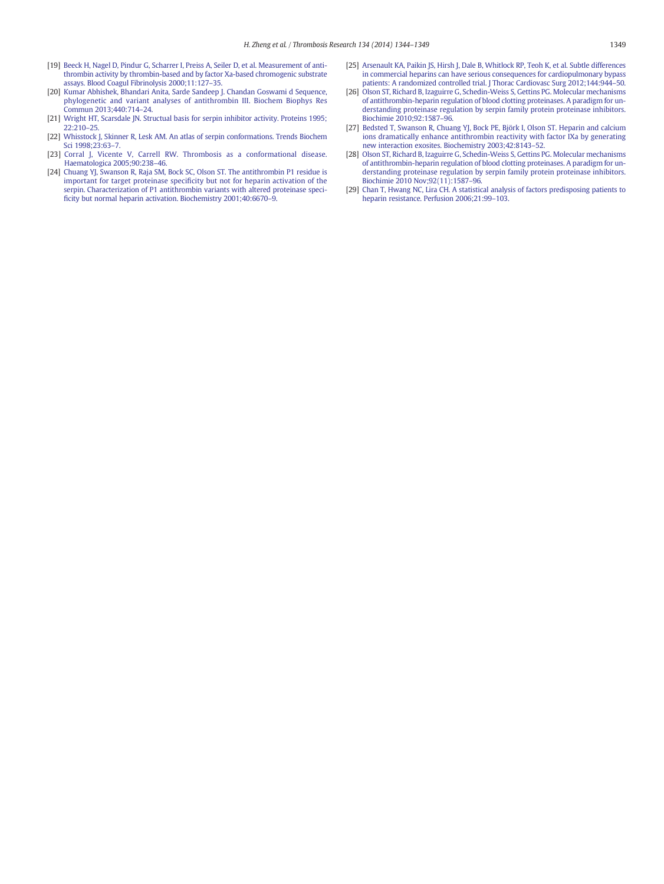[19] Beeck H, Nagel D, Pindur G, Scharrer I, Preiss A, Seiler D, et al. Measurement of antithrombin activity by thrombin-based and by factor Xa-based chromogenic substrate assays. Blood Coagul Fibrinolysis 2000;11:127–35.

[20] Kumar Abhishek, Bhandari Anita, Sarde Sandeep J. Chandan Goswami d Sequence, phylogenetic and variant analyses of antithrombin III. Biochem Biophys Res Commun 2013;440:714–24.

[21] Wright HT, Scarsdale JN. Structural basis for serpin inhibitor activity. Proteins 1995; 22:210–25.

[22] Whisstock J, Skinner R, Lesk AM. An atlas of serpin conformations. Trends Biochem Sci 1998;23:63–7.

[23] Corral J, Vicente V, Carrell RW. Thrombosis as a conformational disease. Haematologica 2005;90:238–46.

[24] Chuang YJ, Swanson R, Raja SM, Bock SC, Olson ST. The antithrombin P1 residue is important for target proteinase specificity but not for heparin activation of the serpin. Characterization of P1 antithrombin variants with altered proteinase specificity but normal heparin activation. Biochemistry 2001;40:6670–9.

[25] Arsenault KA, Paikin JS, Hirsh J, Dale B, Whitlock RP, Teoh K, et al. Subtle differences in commercial heparins can have serious consequences for cardiopulmonary bypass patients: A randomized controlled trial. J Thorac Cardiovasc Surg 2012;144:944–50.

[26] Olson ST, Richard B, Izaguirre G, Schedin-Weiss S, Gettins PG. Molecular mechanisms of antithrombin-heparin regulation of blood clotting proteinases. A paradigm for understanding proteinase regulation by serpin family protein proteinase inhibitors. Biochimie 2010;92:1587–96.

[27] Bedsted T, Swanson R, Chuang YJ, Bock PE, Björk I, Olson ST. Heparin and calcium ions dramatically enhance antithrombin reactivity with factor IXa by generating new interaction exosites. Biochemistry 2003;42:8143–52.

[28] Olson ST, Richard B, Izaguirre G, Schedin-Weiss S, Gettins PG. Molecular mechanisms of antithrombin-heparin regulation of blood clotting proteinases. A paradigm for understanding proteinase regulation by serpin family protein proteinase inhibitors. Biochimie 2010 Nov;92(11):1587–96.

[29] Chan T, Hwang NC, Lira CH. A statistical analysis of factors predisposing patients to heparin resistance. Perfusion 2006;21:99–103.